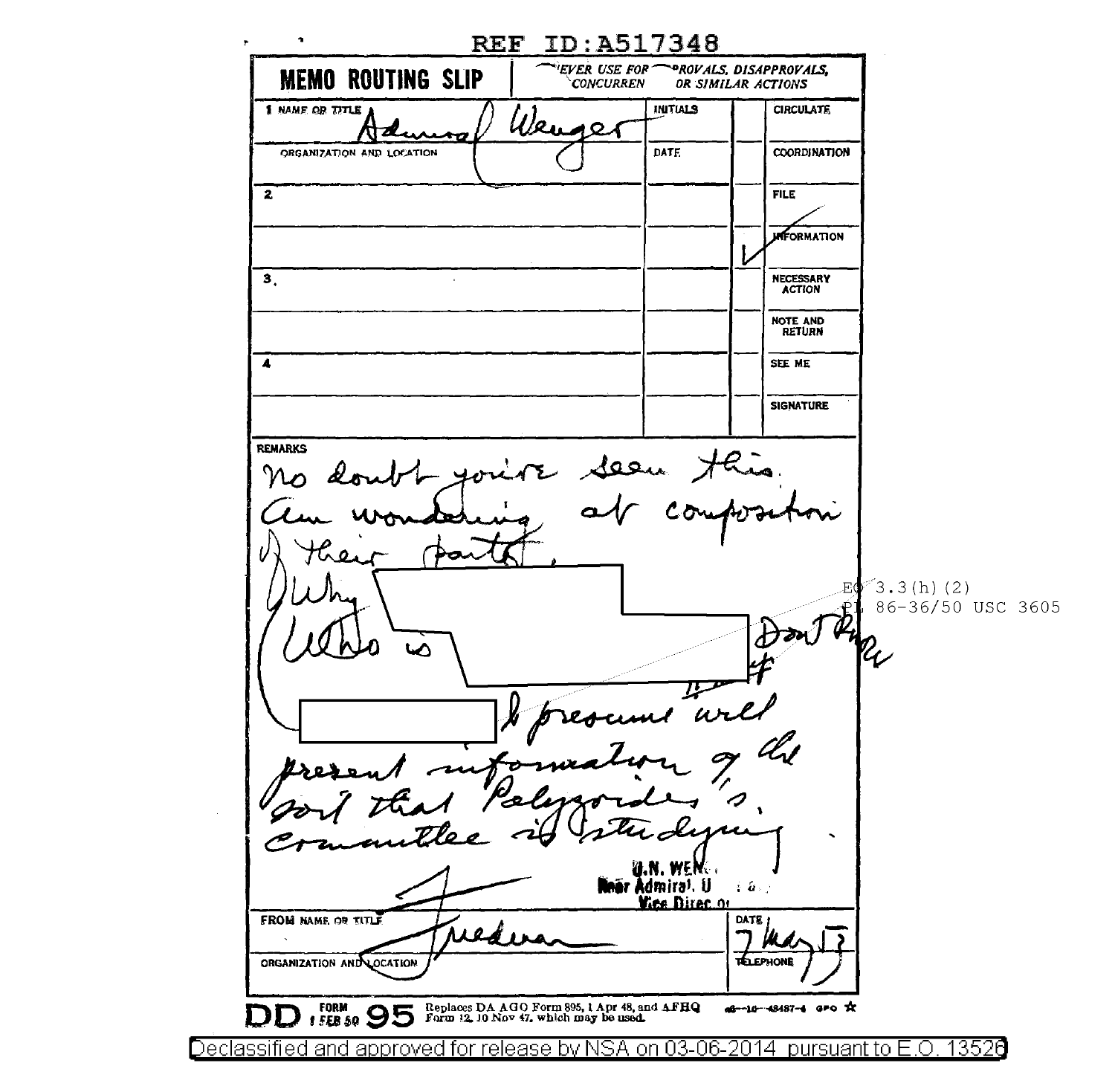REF ID:A517348

# MEMO ROUTING SLIP

NEVER USE FOR APPROVALS, DISAPPROVALS, CONCURRENCES, OR SIMILAR ACTIONS

| NAME OR TITLE | INITIALS | | |
|---|---|---|---|
| 1 Admiral Wenger | | | CIRCULATE |
| ORGANIZATION AND LOCATION | DATE | | COORDINATION |
| 2 | | | FILE |
| | | ✓ | INFORMATION |
| 3. | | | NECESSARY ACTION |
| | | | NOTE AND RETURN |
| 4 | | | SEE ME |
| | | | SIGNATURE |

REMARKS

No doubt you've seen this.
Am wondering at composition of their party.
Why [REDACTED]
Who is [REDACTED] Don't know
[REDACTED] I presume will present information of the sort that Polyzoides's committee is studying.

EO 3.3(h)(2)
PL 86-36/50 USC 3605

J.N. WENGER
Rear Admiral, USN
Vice Director

FROM NAME OR TITLE: Friedman

ORGANIZATION AND LOCATION:

DATE: 7 May 53

TELEPHONE:

DD FORM 1 FEB 50 95 Replaces DA AGO Form 895, 1 Apr 48, and AFHQ Form 12, 10 Nov 47, which may be used.

Declassified and approved for release by NSA on 03-06-2014 pursuant to E.O. 13526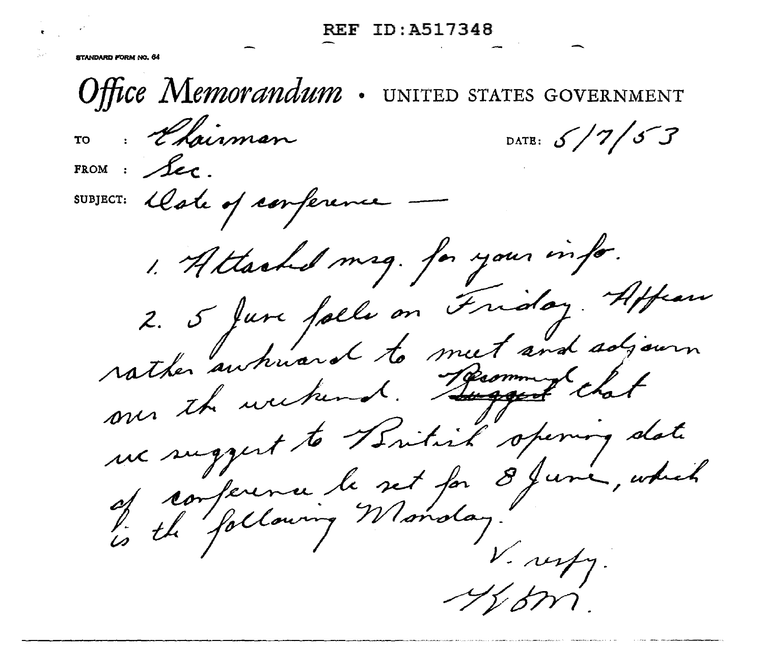REF ID:A517348

STANDARD FORM NO. 64

# Office Memorandum • UNITED STATES GOVERNMENT

TO : Chairman

DATE: 5/7/53

FROM : Sec.

SUBJECT: Date of conference —

1. Attached msg. for your info.

2. 5 June falls on Friday. Appears rather awkward to meet and adjourn over the weekend. Recommend ~~Suggest~~ that we suggest to British opening date of conference be set for 8 June, which is the following Monday.

V. resp.

WFM.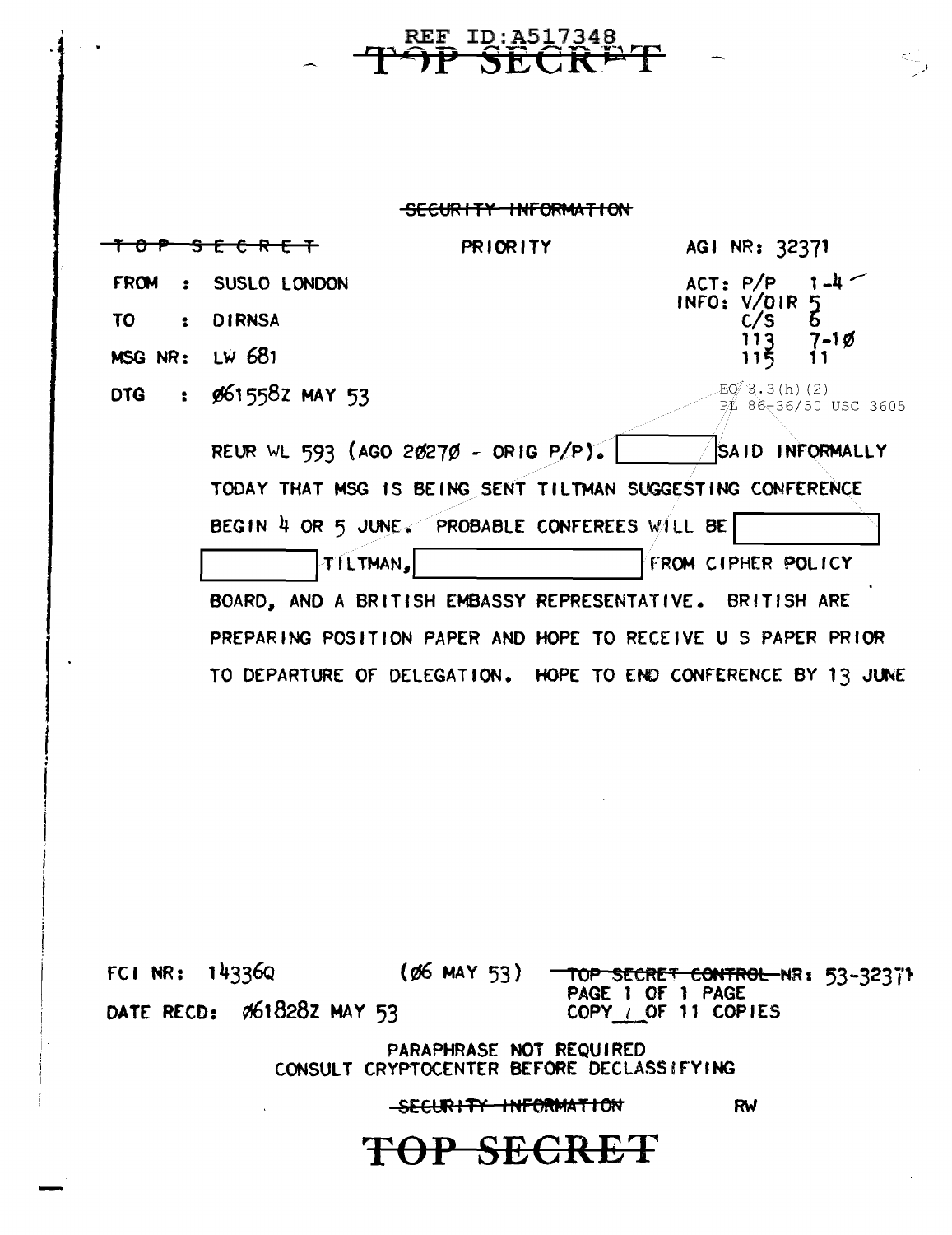REF ID:A517348

~~TOP SECRET~~

~~SECURITY INFORMATION~~

| | | |
|---|---|---|
| ~~TOP SECRET~~ | PRIORITY | AGI NR: 32371 |
| FROM : SUSLO LONDON | | ACT: P/P 1-4 |
| | | INFO: V/DIR 5 |
| TO : DIRNSA | | C/S 6 |
| MSG NR: LW 681 | | 113 7-1Ø |
| | | 115 11 |
| DTG : Ø61558Z MAY 53 | | |

EO 3.3(h)(2)
PL 86-36/50 USC 3605

REUR WL 593 (AGO 2Ø27Ø - ORIG P/P). [ ] SAID INFORMALLY TODAY THAT MSG IS BEING SENT TILTMAN SUGGESTING CONFERENCE BEGIN 4 OR 5 JUNE. PROBABLE CONFEREES WILL BE [ ] [ ] TILTMAN, [ ] FROM CIPHER POLICY BOARD, AND A BRITISH EMBASSY REPRESENTATIVE. BRITISH ARE PREPARING POSITION PAPER AND HOPE TO RECEIVE U S PAPER PRIOR TO DEPARTURE OF DELEGATION. HOPE TO END CONFERENCE BY 13 JUNE

FCI NR: 14336Q (Ø6 MAY 53) ~~TOP SECRET CONTROL~~ NR: 53-32371

DATE RECD: Ø61828Z MAY 53

PAGE 1 OF 1 PAGE
COPY 1 OF 11 COPIES

PARAPHRASE NOT REQUIRED
CONSULT CRYPTOCENTER BEFORE DECLASSIFYING

~~SECURITY INFORMATION~~ RW

~~TOP SECRET~~